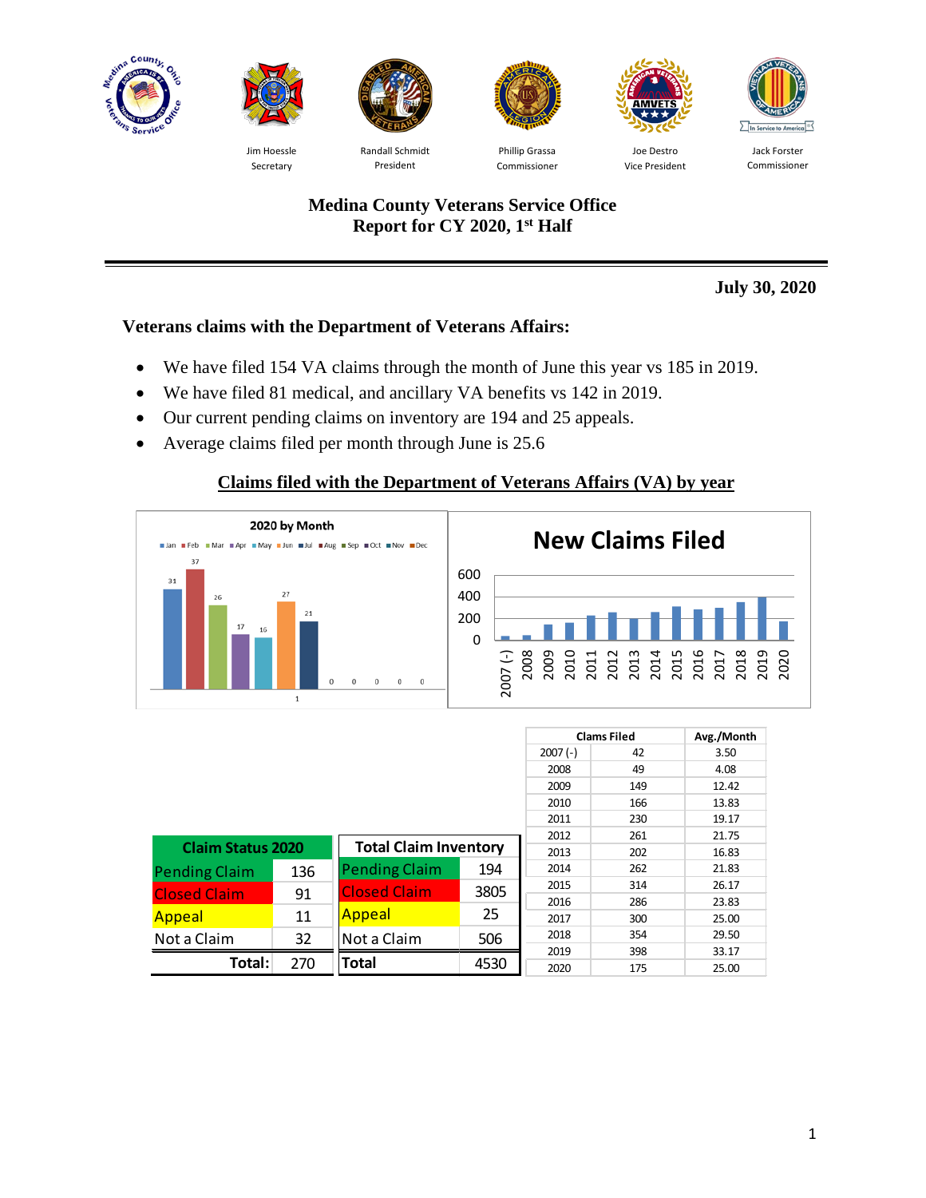Jim Hoessle
Secretary

Randall Schmidt
President

Phillip Grassa
Commissioner

Joe Destro
Vice President

Jack Forster
Commissioner

# Medina County Veterans Service Office
## Report for CY 2020, 1st Half

**July 30, 2020**

### Veterans claims with the Department of Veterans Affairs:

- We have filed 154 VA claims through the month of June this year vs 185 in 2019.
- We have filed 81 medical, and ancillary VA benefits vs 142 in 2019.
- Our current pending claims on inventory are 194 and 25 appeals.
- Average claims filed per month through June is 25.6

### Claims filed with the Department of Veterans Affairs (VA) by year

**2020 by Month**

| Jan | Feb | Mar | Apr | May | Jun | Jul | Aug | Sep | Oct | Nov | Dec |
|---|---|---|---|---|---|---|---|---|---|---|---|
| 31 | 37 | 26 | 17 | 16 | 27 | 21 | 0 | 0 | 0 | 0 | 0 |

**New Claims Filed**

| Claim Status 2020 | |
|---|---|
| Pending Claim | 136 |
| Closed Claim | 91 |
| Appeal | 11 |
| Not a Claim | 32 |
| Total: | 270 |

| Total Claim Inventory | |
|---|---|
| Pending Claim | 194 |
| Closed Claim | 3805 |
| Appeal | 25 |
| Not a Claim | 506 |
| Total | 4530 |

| | Clams Filed | Avg./Month |
|---|---|---|
| 2007 (-) | 42 | 3.50 |
| 2008 | 49 | 4.08 |
| 2009 | 149 | 12.42 |
| 2010 | 166 | 13.83 |
| 2011 | 230 | 19.17 |
| 2012 | 261 | 21.75 |
| 2013 | 202 | 16.83 |
| 2014 | 262 | 21.83 |
| 2015 | 314 | 26.17 |
| 2016 | 286 | 23.83 |
| 2017 | 300 | 25.00 |
| 2018 | 354 | 29.50 |
| 2019 | 398 | 33.17 |
| 2020 | 175 | 25.00 |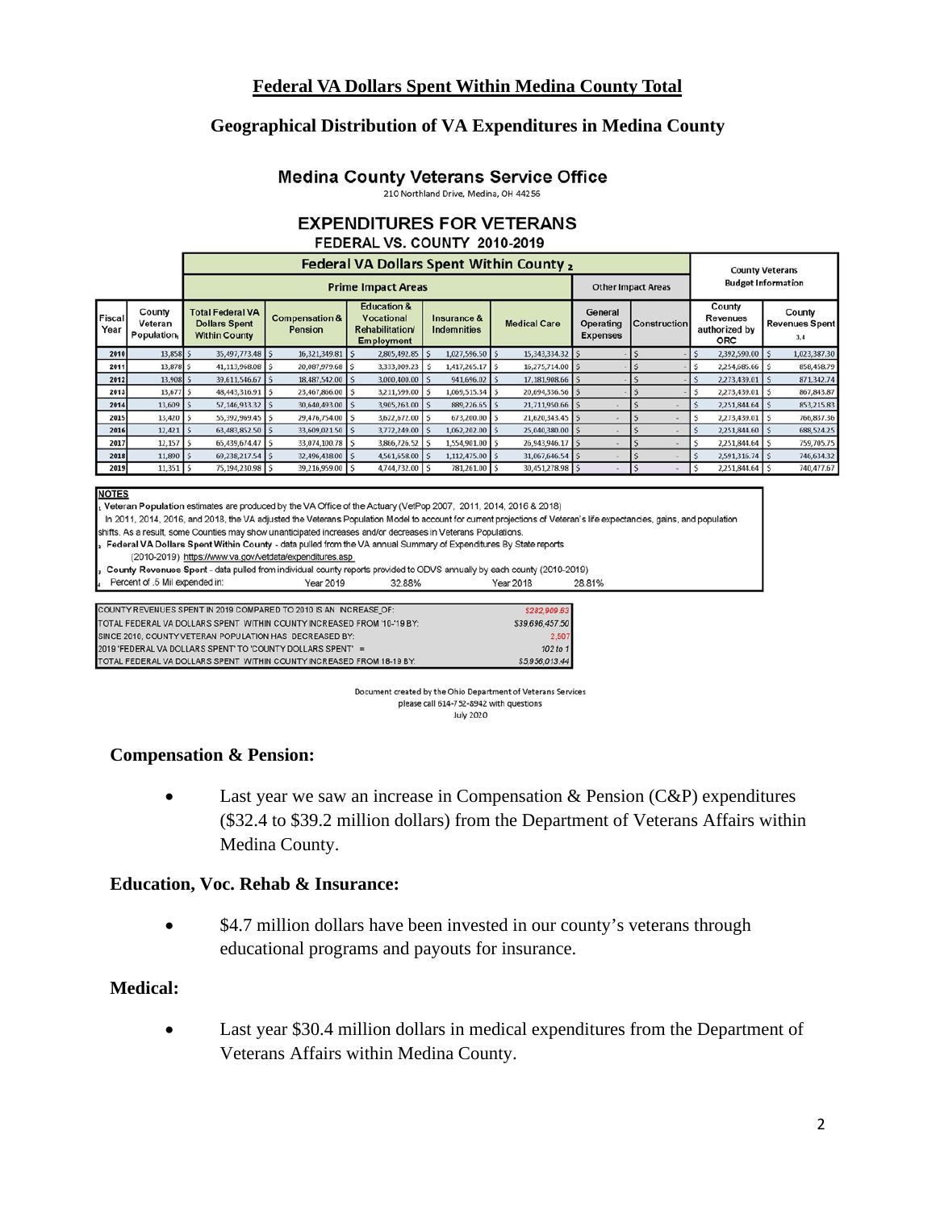## Federal VA Dollars Spent Within Medina County Total

### Geographical Distribution of VA Expenditures in Medina County

**Medina County Veterans Service Office**

210 Northland Drive, Medina, OH 44256

**EXPENDITURES FOR VETERANS**

**FEDERAL VS. COUNTY 2010-2019**

| | | Federal VA Dollars Spent Within County [2] | | | | | | | County Veterans Budget Information | |
|---|---|---|---|---|---|---|---|---|---|---|
| | | Prime Impact Areas | | | | | Other Impact Areas | | | |
| Fiscal Year | County Veteran Population[1] | Total Federal VA Dollars Spent Within County | Compensation & Pension | Education & Vocational Rehabilitation/ Employment | Insurance & Indemnities | Medical Care | General Operating Expenses | Construction | County Revenues authorized by ORC | County Revenues Spent [3,4] |
| 2010 | 13,858 | $ 35,497,773.48 | $ 16,321,349.81 | $ 2,805,492.85 | $ 1,027,596.50 | $ 15,343,334.32 | $ - | $ - | $ 2,392,590.00 | $ 1,023,387.30 |
| 2011 | 13,878 | $ 41,113,968.08 | $ 20,087,979.68 | $ 3,333,009.23 | $ 1,417,265.17 | $ 16,275,714.00 | $ - | $ - | $ 2,254,685.66 | $ 858,458.79 |
| 2012 | 13,908 | $ 39,611,546.67 | $ 18,487,542.00 | $ 3,000,400.00 | $ 941,696.02 | $ 17,181,908.66 | $ - | $ - | $ 2,273,439.01 | $ 871,342.74 |
| 2013 | 13,677 | $ 48,443,316.91 | $ 23,467,866.00 | $ 3,211,599.00 | $ 1,069,515.34 | $ 20,694,336.56 | $ - | $ - | $ 2,273,439.01 | $ 867,843.87 |
| 2014 | 13,609 | $ 57,146,933.32 | $ 30,640,493.00 | $ 3,905,263.00 | $ 889,226.65 | $ 21,711,950.66 | $ - | $ - | $ 2,251,844.64 | $ 853,215.83 |
| 2015 | 13,420 | $ 55,392,969.45 | $ 29,476,754.00 | $ 3,622,672.00 | $ 673,200.00 | $ 21,620,343.45 | $ - | $ - | $ 2,273,439.01 | $ 766,837.36 |
| 2016 | 12,421 | $ 63,483,852.50 | $ 33,609,021.50 | $ 3,772,249.00 | $ 1,062,202.00 | $ 25,040,380.00 | $ - | $ - | $ 2,251,844.60 | $ 688,524.25 |
| 2017 | 12,157 | $ 65,439,674.47 | $ 33,074,100.78 | $ 3,866,726.52 | $ 1,554,901.00 | $ 26,943,946.17 | $ - | $ - | $ 2,251,844.64 | $ 759,705.75 |
| 2018 | 11,890 | $ 69,238,217.54 | $ 32,496,438.00 | $ 4,561,658.00 | $ 1,112,475.00 | $ 31,067,646.54 | $ - | $ - | $ 2,591,316.74 | $ 746,634.32 |
| 2019 | 11,351 | $ 75,194,230.98 | $ 39,216,959.00 | $ 4,744,732.00 | $ 781,261.00 | $ 30,451,278.98 | $ - | $ - | $ 2,251,844.64 | $ 740,477.67 |

**NOTES**

[1] **Veteran Population** estimates are produced by the VA Office of the Actuary (VetPop 2007, 2011, 2014, 2016 & 2018)
In 2011, 2014, 2016, and 2018, the VA adjusted the Veterans Population Model to account for current projections of Veteran's life expectancies, gains, and population shifts. As a result, some Counties may show unanticipated increases and/or decreases in Veterans Populations.
[2] **Federal VA Dollars Spent Within County** - data pulled from the VA annual Summary of Expenditures By State reports (2010-2019) https://www.va.gov/vetdata/expenditures.asp
[3] **County Revenues Spent** - data pulled from individual county reports provided to ODVS annually by each county (2010-2019)
[4] Percent of .5 Mil expended in: Year 2019 32.88% Year 2018 28.81%

| | |
|---|---|
| COUNTY REVENUES SPENT IN 2019 COMPARED TO 2010 IS AN INCREASE OF: | $282,909.63 |
| TOTAL FEDERAL VA DOLLARS SPENT WITHIN COUNTY INCREASED FROM '10-'19 BY: | $39,696,457.50 |
| SINCE 2010, COUNTY VETERAN POPULATION HAS DECREASED BY: | 2,507 |
| 2019 'FEDERAL VA DOLLARS SPENT' TO 'COUNTY DOLLARS SPENT' = | 102 to 1 |
| TOTAL FEDERAL VA DOLLARS SPENT WITHIN COUNTY INCREASED FROM 18-19 BY: | $5,956,013.44 |

Document created by the Ohio Department of Veterans Services
please call 614-752-8942 with questions
July 2020

### Compensation & Pension:

- Last year we saw an increase in Compensation & Pension (C&P) expenditures ($32.4 to $39.2 million dollars) from the Department of Veterans Affairs within Medina County.

### Education, Voc. Rehab & Insurance:

- $4.7 million dollars have been invested in our county's veterans through educational programs and payouts for insurance.

### Medical:

- Last year $30.4 million dollars in medical expenditures from the Department of Veterans Affairs within Medina County.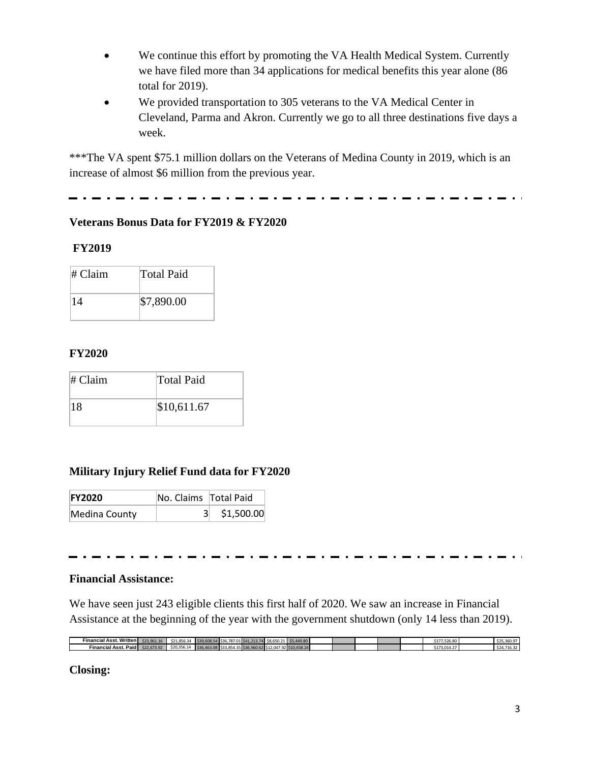- We continue this effort by promoting the VA Health Medical System. Currently we have filed more than 34 applications for medical benefits this year alone (86 total for 2019).
- We provided transportation to 305 veterans to the VA Medical Center in Cleveland, Parma and Akron. Currently we go to all three destinations five days a week.

***The VA spent $75.1 million dollars on the Veterans of Medina County in 2019, which is an increase of almost $6 million from the previous year.

---

**Veterans Bonus Data for FY2019 & FY2020**

**FY2019**

| # Claim | Total Paid |
|---|---|
| 14 | $7,890.00 |

**FY2020**

| # Claim | Total Paid |
|---|---|
| 18 | $10,611.67 |

**Military Injury Relief Fund data for FY2020**

| FY2020 | No. Claims | Total Paid |
|---|---|---|
| Medina County | 3 | $1,500.00 |

---

**Financial Assistance:**

We have seen just 243 eligible clients this first half of 2020. We saw an increase in Financial Assistance at the beginning of the year with the government shutdown (only 14 less than 2019).

| | | | | | | | | | | | | | | | |
|---|---|---|---|---|---|---|---|---|---|---|---|---|---|---|---|
| Financial Asst. Written | $23,961.16 | $21,856.34 | $39,608.54 | $36,787.01 | $41,213.74 | $8,650.21 | $5,449.80 | | | | | | $177,526.80 | | $25,360.97 |
| Financial Asst. Paid | $22,673.92 | $20,356.14 | $36,463.08 | $33,854.35 | $36,960.62 | $12,047.92 | $10,658.24 | | | | | | $173,014.27 | | $24,716.32 |

**Closing:**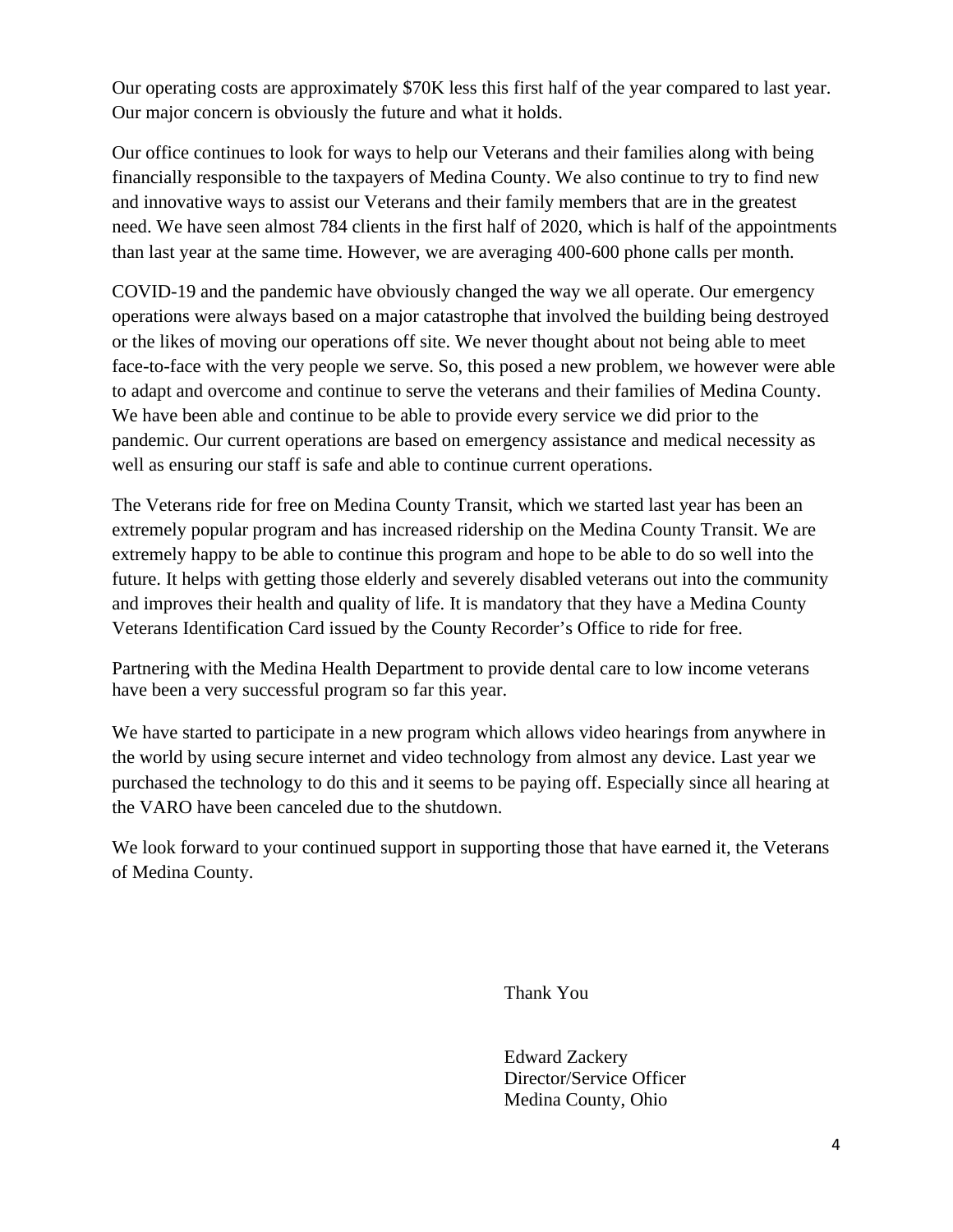Our operating costs are approximately $70K less this first half of the year compared to last year. Our major concern is obviously the future and what it holds.

Our office continues to look for ways to help our Veterans and their families along with being financially responsible to the taxpayers of Medina County. We also continue to try to find new and innovative ways to assist our Veterans and their family members that are in the greatest need. We have seen almost 784 clients in the first half of 2020, which is half of the appointments than last year at the same time. However, we are averaging 400-600 phone calls per month.

COVID-19 and the pandemic have obviously changed the way we all operate. Our emergency operations were always based on a major catastrophe that involved the building being destroyed or the likes of moving our operations off site. We never thought about not being able to meet face-to-face with the very people we serve. So, this posed a new problem, we however were able to adapt and overcome and continue to serve the veterans and their families of Medina County. We have been able and continue to be able to provide every service we did prior to the pandemic. Our current operations are based on emergency assistance and medical necessity as well as ensuring our staff is safe and able to continue current operations.

The Veterans ride for free on Medina County Transit, which we started last year has been an extremely popular program and has increased ridership on the Medina County Transit. We are extremely happy to be able to continue this program and hope to be able to do so well into the future. It helps with getting those elderly and severely disabled veterans out into the community and improves their health and quality of life. It is mandatory that they have a Medina County Veterans Identification Card issued by the County Recorder's Office to ride for free.

Partnering with the Medina Health Department to provide dental care to low income veterans have been a very successful program so far this year.

We have started to participate in a new program which allows video hearings from anywhere in the world by using secure internet and video technology from almost any device. Last year we purchased the technology to do this and it seems to be paying off. Especially since all hearing at the VARO have been canceled due to the shutdown.

We look forward to your continued support in supporting those that have earned it, the Veterans of Medina County.

Thank You

Edward Zackery
Director/Service Officer
Medina County, Ohio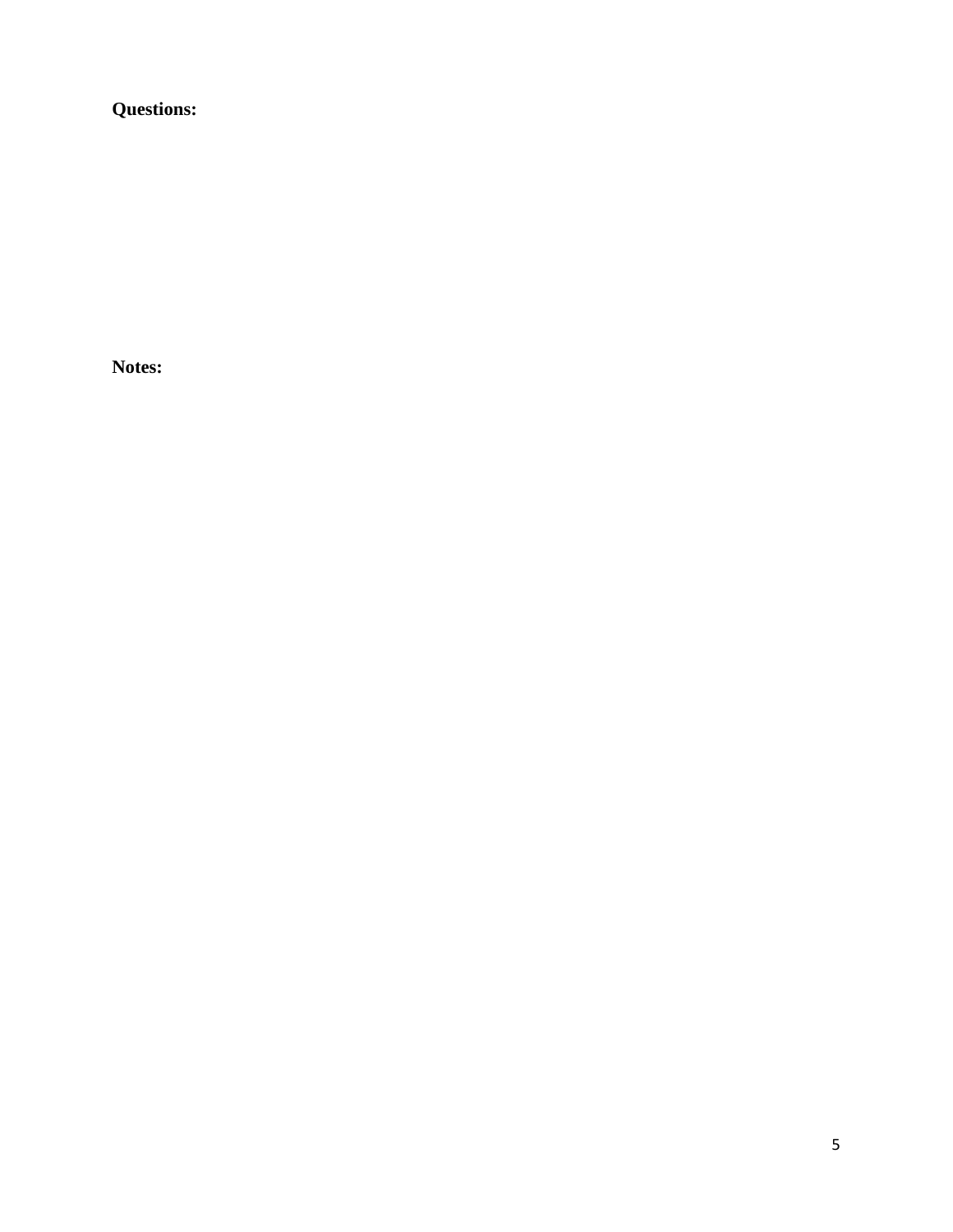**Questions:**

**Notes:**